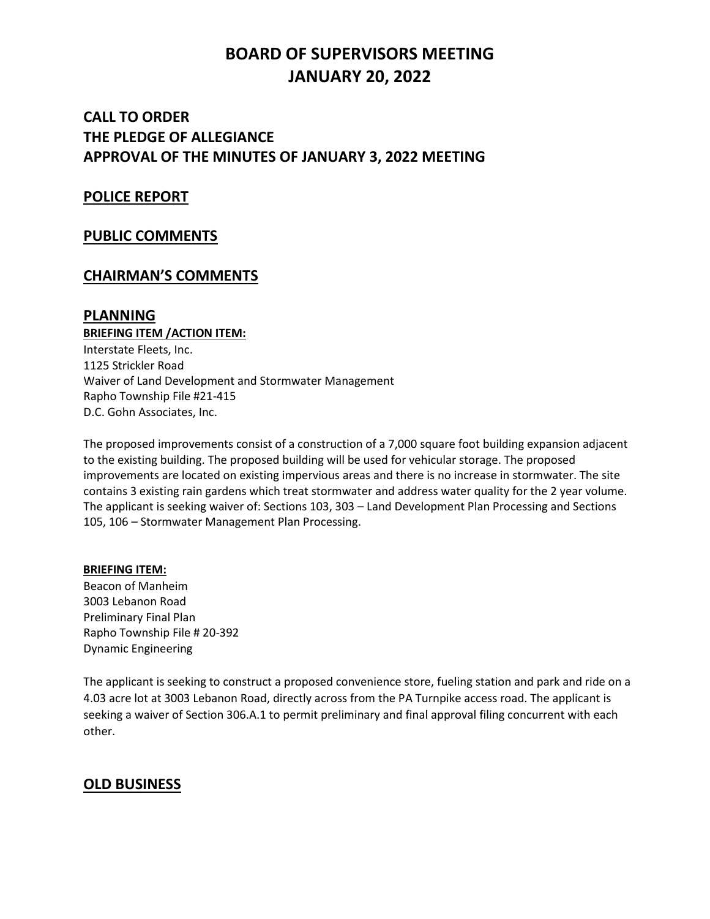# BOARD OF SUPERVISORS MEETING
# JANUARY 20, 2022

## CALL TO ORDER
## THE PLEDGE OF ALLEGIANCE
## APPROVAL OF THE MINUTES OF JANUARY 3, 2022 MEETING

## POLICE REPORT

## PUBLIC COMMENTS

## CHAIRMAN'S COMMENTS

## PLANNING

**BRIEFING ITEM /ACTION ITEM:**

Interstate Fleets, Inc.
1125 Strickler Road
Waiver of Land Development and Stormwater Management
Rapho Township File #21-415
D.C. Gohn Associates, Inc.

The proposed improvements consist of a construction of a 7,000 square foot building expansion adjacent to the existing building. The proposed building will be used for vehicular storage. The proposed improvements are located on existing impervious areas and there is no increase in stormwater. The site contains 3 existing rain gardens which treat stormwater and address water quality for the 2 year volume. The applicant is seeking waiver of: Sections 103, 303 – Land Development Plan Processing and Sections 105, 106 – Stormwater Management Plan Processing.

**BRIEFING ITEM:**

Beacon of Manheim
3003 Lebanon Road
Preliminary Final Plan
Rapho Township File # 20-392
Dynamic Engineering

The applicant is seeking to construct a proposed convenience store, fueling station and park and ride on a 4.03 acre lot at 3003 Lebanon Road, directly across from the PA Turnpike access road. The applicant is seeking a waiver of Section 306.A.1 to permit preliminary and final approval filing concurrent with each other.

## OLD BUSINESS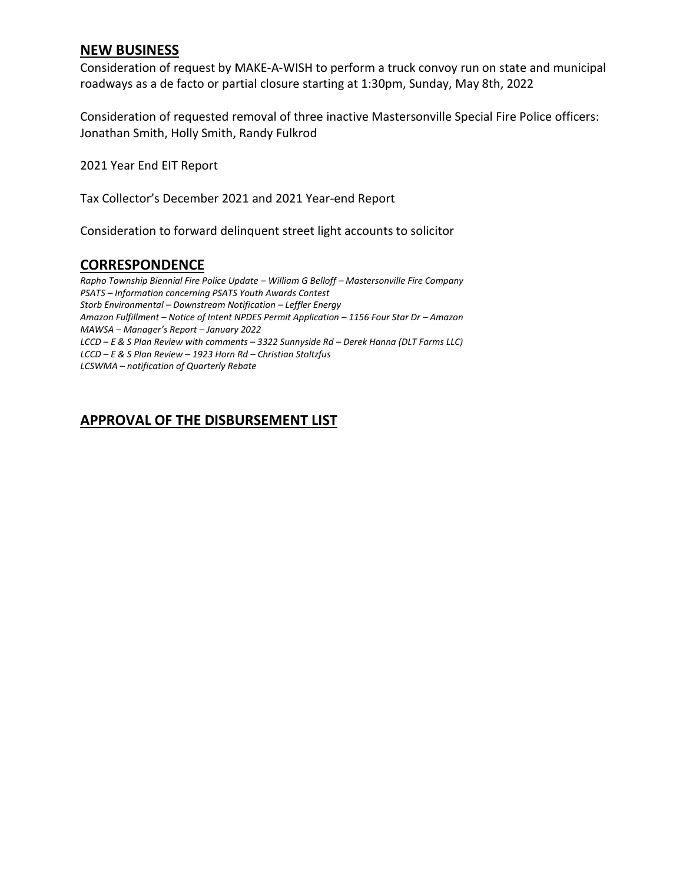## NEW BUSINESS

Consideration of request by MAKE-A-WISH to perform a truck convoy run on state and municipal roadways as a de facto or partial closure starting at 1:30pm, Sunday, May 8th, 2022

Consideration of requested removal of three inactive Mastersonville Special Fire Police officers: Jonathan Smith, Holly Smith, Randy Fulkrod

2021 Year End EIT Report

Tax Collector's December 2021 and 2021 Year-end Report

Consideration to forward delinquent street light accounts to solicitor

## CORRESPONDENCE

*Rapho Township Biennial Fire Police Update – William G Belloff – Mastersonville Fire Company*
*PSATS – Information concerning PSATS Youth Awards Contest*
*Storb Environmental – Downstream Notification – Leffler Energy*
*Amazon Fulfillment – Notice of Intent NPDES Permit Application – 1156 Four Star Dr – Amazon*
*MAWSA – Manager's Report – January 2022*
*LCCD – E & S Plan Review with comments – 3322 Sunnyside Rd – Derek Hanna (DLT Farms LLC)*
*LCCD – E & S Plan Review – 1923 Horn Rd – Christian Stoltzfus*
*LCSWMA – notification of Quarterly Rebate*

## APPROVAL OF THE DISBURSEMENT LIST